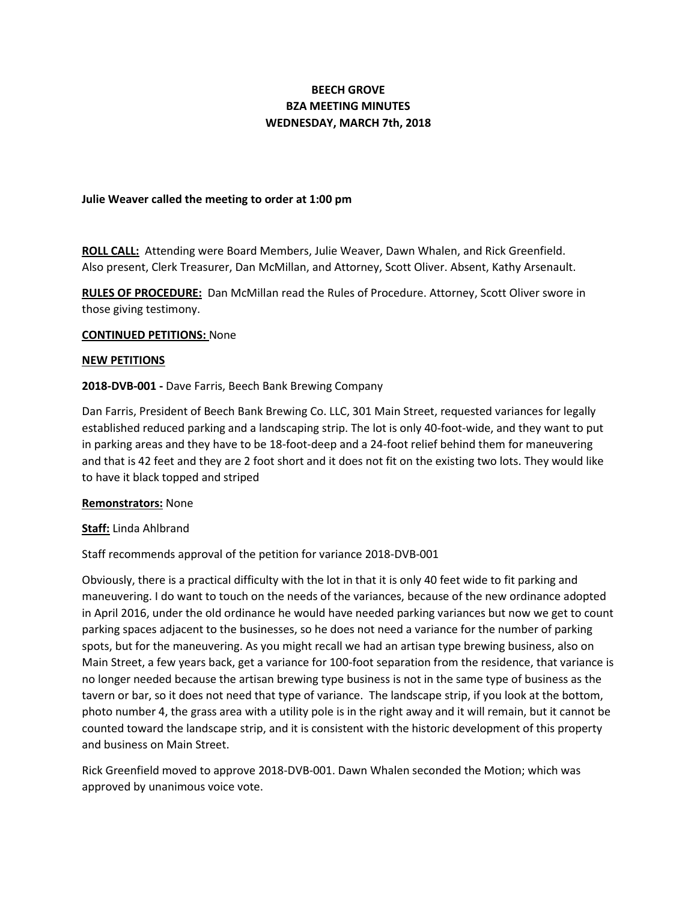**BEECH GROVE**
**BZA MEETING MINUTES**
**WEDNESDAY, MARCH 7th, 2018**

**Julie Weaver called the meeting to order at 1:00 pm**

**ROLL CALL:** Attending were Board Members, Julie Weaver, Dawn Whalen, and Rick Greenfield. Also present, Clerk Treasurer, Dan McMillan, and Attorney, Scott Oliver. Absent, Kathy Arsenault.

**RULES OF PROCEDURE:** Dan McMillan read the Rules of Procedure. Attorney, Scott Oliver swore in those giving testimony.

**CONTINUED PETITIONS:** None

**NEW PETITIONS**

**2018-DVB-001 -** Dave Farris, Beech Bank Brewing Company

Dan Farris, President of Beech Bank Brewing Co. LLC, 301 Main Street, requested variances for legally established reduced parking and a landscaping strip. The lot is only 40-foot-wide, and they want to put in parking areas and they have to be 18-foot-deep and a 24-foot relief behind them for maneuvering and that is 42 feet and they are 2 foot short and it does not fit on the existing two lots. They would like to have it black topped and striped

**Remonstrators:** None

**Staff:** Linda Ahlbrand

Staff recommends approval of the petition for variance 2018-DVB-001

Obviously, there is a practical difficulty with the lot in that it is only 40 feet wide to fit parking and maneuvering. I do want to touch on the needs of the variances, because of the new ordinance adopted in April 2016, under the old ordinance he would have needed parking variances but now we get to count parking spaces adjacent to the businesses, so he does not need a variance for the number of parking spots, but for the maneuvering. As you might recall we had an artisan type brewing business, also on Main Street, a few years back, get a variance for 100-foot separation from the residence, that variance is no longer needed because the artisan brewing type business is not in the same type of business as the tavern or bar, so it does not need that type of variance. The landscape strip, if you look at the bottom, photo number 4, the grass area with a utility pole is in the right away and it will remain, but it cannot be counted toward the landscape strip, and it is consistent with the historic development of this property and business on Main Street.

Rick Greenfield moved to approve 2018-DVB-001. Dawn Whalen seconded the Motion; which was approved by unanimous voice vote.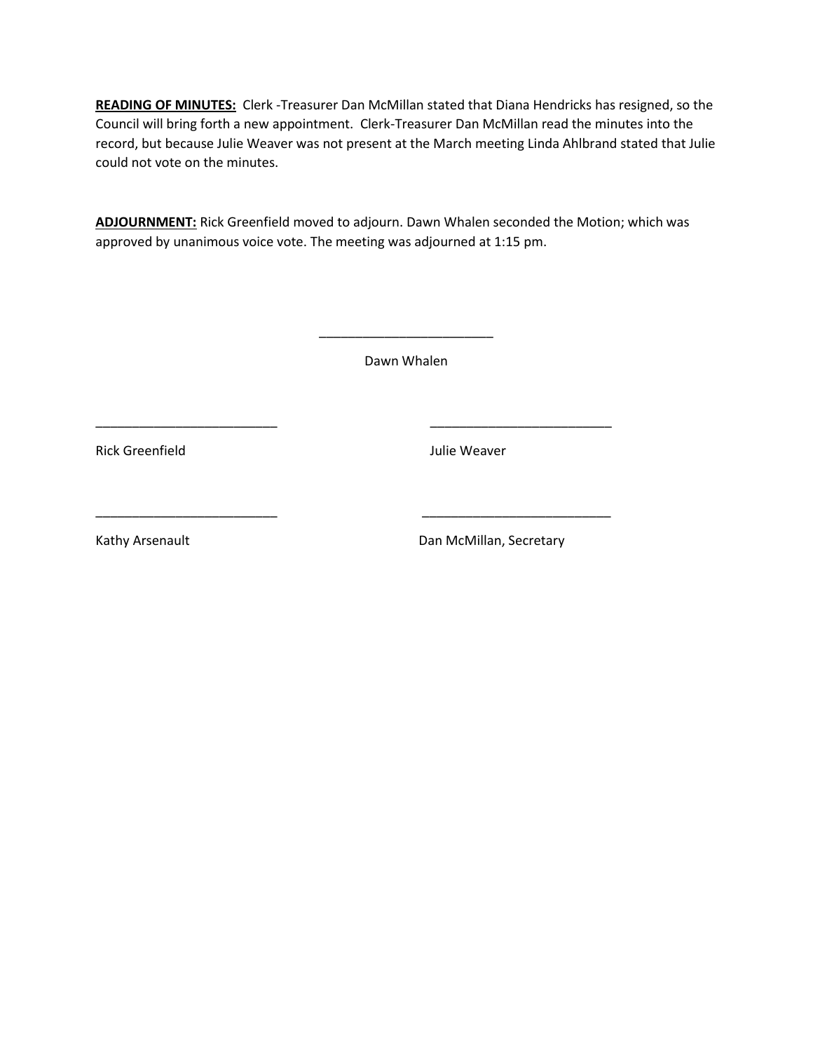**READING OF MINUTES:** Clerk -Treasurer Dan McMillan stated that Diana Hendricks has resigned, so the Council will bring forth a new appointment. Clerk-Treasurer Dan McMillan read the minutes into the record, but because Julie Weaver was not present at the March meeting Linda Ahlbrand stated that Julie could not vote on the minutes.

**ADJOURNMENT:** Rick Greenfield moved to adjourn. Dawn Whalen seconded the Motion; which was approved by unanimous voice vote. The meeting was adjourned at 1:15 pm.

\_\_\_\_\_\_\_\_\_\_\_\_\_\_\_\_\_\_\_\_\_\_\_\_\_

Dawn Whalen

\_\_\_\_\_\_\_\_\_\_\_\_\_\_\_\_\_\_\_\_\_\_\_\_\_ \_\_\_\_\_\_\_\_\_\_\_\_\_\_\_\_\_\_\_\_\_\_\_\_\_

Rick Greenfield Julie Weaver

\_\_\_\_\_\_\_\_\_\_\_\_\_\_\_\_\_\_\_\_\_\_\_\_\_ \_\_\_\_\_\_\_\_\_\_\_\_\_\_\_\_\_\_\_\_\_\_\_\_\_

Kathy Arsenault Dan McMillan, Secretary